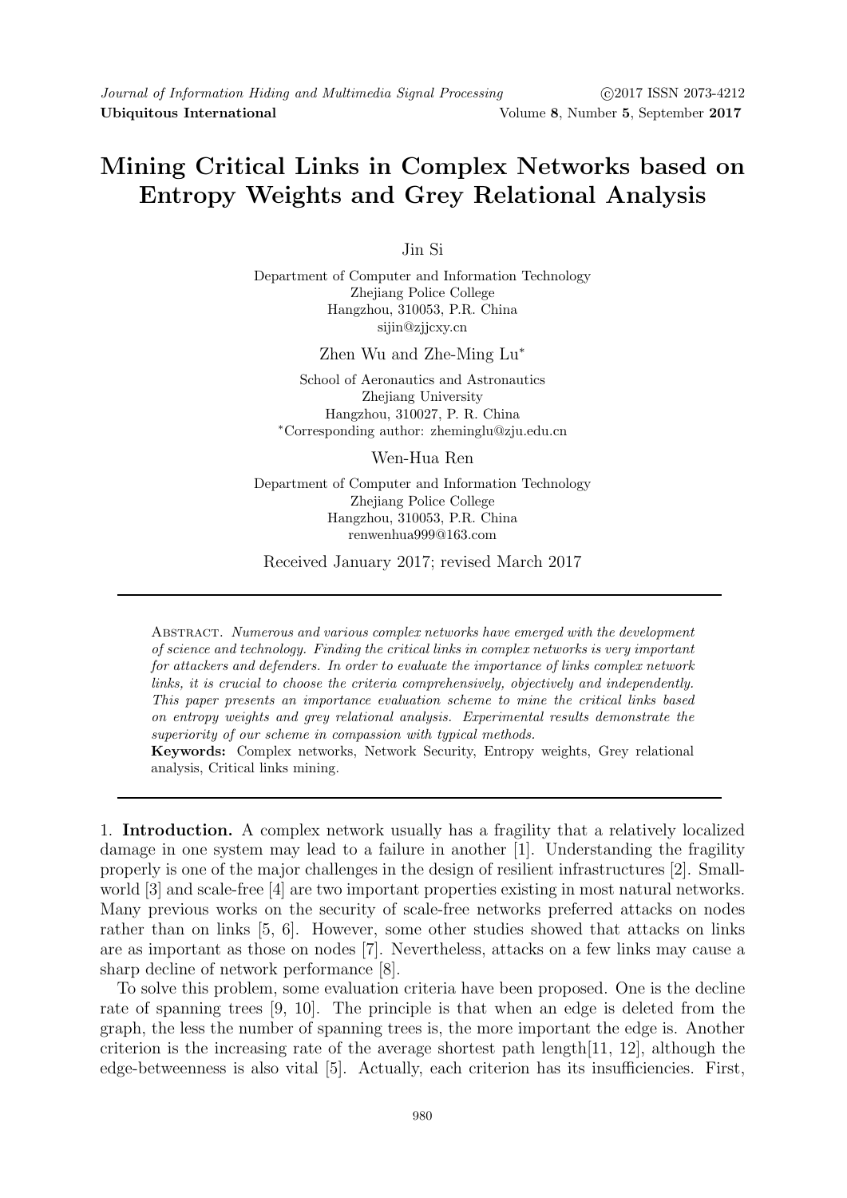# Mining Critical Links in Complex Networks based on Entropy Weights and Grey Relational Analysis

Jin Si

Department of Computer and Information Technology
Zhejiang Police College
Hangzhou, 310053, P.R. China
sijin@zjjcxy.cn

Zhen Wu and Zhe-Ming Lu*

School of Aeronautics and Astronautics
Zhejiang University
Hangzhou, 310027, P. R. China
*Corresponding author: zheminglu@zju.edu.cn

Wen-Hua Ren

Department of Computer and Information Technology
Zhejiang Police College
Hangzhou, 310053, P.R. China
renwenhua999@163.com

Received January 2017; revised March 2017

Abstract. *Numerous and various complex networks have emerged with the development of science and technology. Finding the critical links in complex networks is very important for attackers and defenders. In order to evaluate the importance of links complex network links, it is crucial to choose the criteria comprehensively, objectively and independently. This paper presents an importance evaluation scheme to mine the critical links based on entropy weights and grey relational analysis. Experimental results demonstrate the superiority of our scheme in compassion with typical methods.*

**Keywords:** Complex networks, Network Security, Entropy weights, Grey relational analysis, Critical links mining.

## 1. Introduction.

A complex network usually has a fragility that a relatively localized damage in one system may lead to a failure in another [1]. Understanding the fragility properly is one of the major challenges in the design of resilient infrastructures [2]. Small-world [3] and scale-free [4] are two important properties existing in most natural networks. Many previous works on the security of scale-free networks preferred attacks on nodes rather than on links [5, 6]. However, some other studies showed that attacks on links are as important as those on nodes [7]. Nevertheless, attacks on a few links may cause a sharp decline of network performance [8].

To solve this problem, some evaluation criteria have been proposed. One is the decline rate of spanning trees [9, 10]. The principle is that when an edge is deleted from the graph, the less the number of spanning trees is, the more important the edge is. Another criterion is the increasing rate of the average shortest path length[11, 12], although the edge-betweenness is also vital [5]. Actually, each criterion has its insufficiencies. First,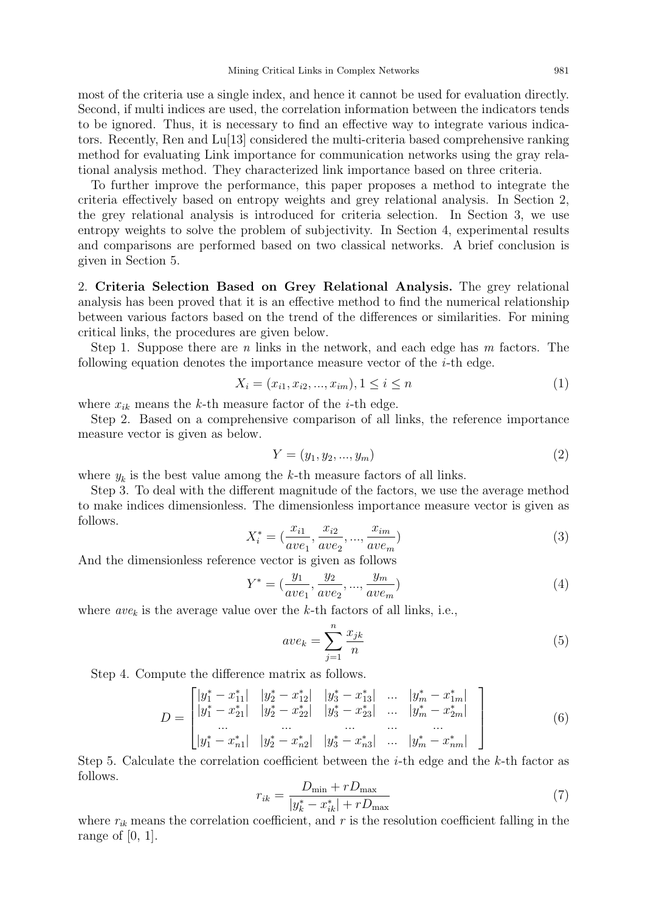most of the criteria use a single index, and hence it cannot be used for evaluation directly. Second, if multi indices are used, the correlation information between the indicators tends to be ignored. Thus, it is necessary to find an effective way to integrate various indicators. Recently, Ren and Lu[13] considered the multi-criteria based comprehensive ranking method for evaluating Link importance for communication networks using the gray relational analysis method. They characterized link importance based on three criteria.

To further improve the performance, this paper proposes a method to integrate the criteria effectively based on entropy weights and grey relational analysis. In Section 2, the grey relational analysis is introduced for criteria selection. In Section 3, we use entropy weights to solve the problem of subjectivity. In Section 4, experimental results and comparisons are performed based on two classical networks. A brief conclusion is given in Section 5.

## 2. Criteria Selection Based on Grey Relational Analysis.

The grey relational analysis has been proved that it is an effective method to find the numerical relationship between various factors based on the trend of the differences or similarities. For mining critical links, the procedures are given below.

Step 1. Suppose there are $n$ links in the network, and each edge has $m$ factors. The following equation denotes the importance measure vector of the $i$-th edge.

$$X_i = (x_{i1}, x_{i2}, ..., x_{im}), 1 \leq i \leq n \tag{1}$$

where $x_{ik}$ means the $k$-th measure factor of the $i$-th edge.

Step 2. Based on a comprehensive comparison of all links, the reference importance measure vector is given as below.

$$Y = (y_1, y_2, ..., y_m) \tag{2}$$

where $y_k$ is the best value among the $k$-th measure factors of all links.

Step 3. To deal with the different magnitude of the factors, we use the average method to make indices dimensionless. The dimensionless importance measure vector is given as follows.

$$X_i^* = (\frac{x_{i1}}{ave_1}, \frac{x_{i2}}{ave_2}, ..., \frac{x_{im}}{ave_m}) \tag{3}$$

And the dimensionless reference vector is given as follows

$$Y^* = (\frac{y_1}{ave_1}, \frac{y_2}{ave_2}, ..., \frac{y_m}{ave_m}) \tag{4}$$

where $ave_k$ is the average value over the $k$-th factors of all links, i.e.,

$$ave_k = \sum_{j=1}^{n} \frac{x_{jk}}{n} \tag{5}$$

Step 4. Compute the difference matrix as follows.

$$D = \begin{bmatrix} |y_1^* - x_{11}^*| & |y_2^* - x_{12}^*| & |y_3^* - x_{13}^*| & ... & |y_m^* - x_{1m}^*| \\ |y_1^* - x_{21}^*| & |y_2^* - x_{22}^*| & |y_3^* - x_{23}^*| & ... & |y_m^* - x_{2m}^*| \\ ... & ... & ... & ... & ... \\ |y_1^* - x_{n1}^*| & |y_2^* - x_{n2}^*| & |y_3^* - x_{n3}^*| & ... & |y_m^* - x_{nm}^*| \end{bmatrix} \tag{6}$$

Step 5. Calculate the correlation coefficient between the $i$-th edge and the $k$-th factor as follows.

$$r_{ik} = \frac{D_{\min} + rD_{\max}}{|y_k^* - x_{ik}^*| + rD_{\max}} \tag{7}$$

where $r_{ik}$ means the correlation coefficient, and $r$ is the resolution coefficient falling in the range of [0, 1].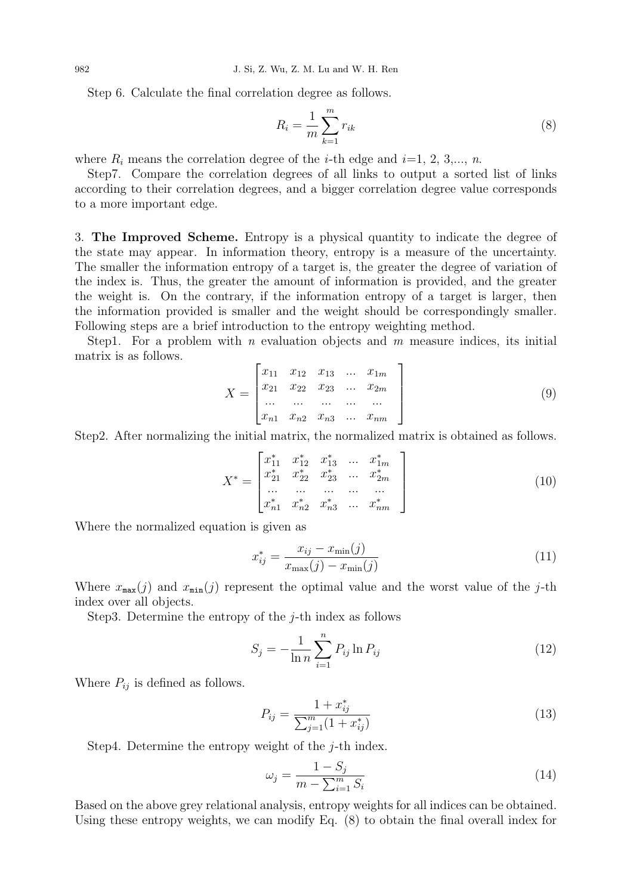Step 6. Calculate the final correlation degree as follows.

$$R_i = \frac{1}{m}\sum_{k=1}^{m} r_{ik} \tag{8}$$

where $R_i$ means the correlation degree of the $i$-th edge and $i$=1, 2, 3,..., $n$.

Step7. Compare the correlation degrees of all links to output a sorted list of links according to their correlation degrees, and a bigger correlation degree value corresponds to a more important edge.

## 3. **The Improved Scheme.**

Entropy is a physical quantity to indicate the degree of the state may appear. In information theory, entropy is a measure of the uncertainty. The smaller the information entropy of a target is, the greater the degree of variation of the index is. Thus, the greater the amount of information is provided, and the greater the weight is. On the contrary, if the information entropy of a target is larger, then the information provided is smaller and the weight should be correspondingly smaller. Following steps are a brief introduction to the entropy weighting method.

Step1. For a problem with $n$ evaluation objects and $m$ measure indices, its initial matrix is as follows.

$$X = \begin{bmatrix} x_{11} & x_{12} & x_{13} & ... & x_{1m} \\ x_{21} & x_{22} & x_{23} & ... & x_{2m} \\ ... & ... & ... & ... & ... \\ x_{n1} & x_{n2} & x_{n3} & ... & x_{nm} \end{bmatrix} \tag{9}$$

Step2. After normalizing the initial matrix, the normalized matrix is obtained as follows.

$$X^* = \begin{bmatrix} x^*_{11} & x^*_{12} & x^*_{13} & ... & x^*_{1m} \\ x^*_{21} & x^*_{22} & x^*_{23} & ... & x^*_{2m} \\ ... & ... & ... & ... & ... \\ x^*_{n1} & x^*_{n2} & x^*_{n3} & ... & x^*_{nm} \end{bmatrix} \tag{10}$$

Where the normalized equation is given as

$$x^*_{ij} = \frac{x_{ij} - x_{\min}(j)}{x_{\max}(j) - x_{\min}(j)} \tag{11}$$

Where $x_{\mathtt{max}}(j)$ and $x_{\mathtt{min}}(j)$ represent the optimal value and the worst value of the $j$-th index over all objects.

Step3. Determine the entropy of the $j$-th index as follows

$$S_j = -\frac{1}{\ln n}\sum_{i=1}^{n} P_{ij}\ln P_{ij} \tag{12}$$

Where $P_{ij}$ is defined as follows.

$$P_{ij} = \frac{1 + x^*_{ij}}{\sum_{j=1}^{m}(1 + x^*_{ij})} \tag{13}$$

Step4. Determine the entropy weight of the $j$-th index.

$$\omega_j = \frac{1 - S_j}{m - \sum_{i=1}^{m} S_i} \tag{14}$$

Based on the above grey relational analysis, entropy weights for all indices can be obtained. Using these entropy weights, we can modify Eq. (8) to obtain the final overall index for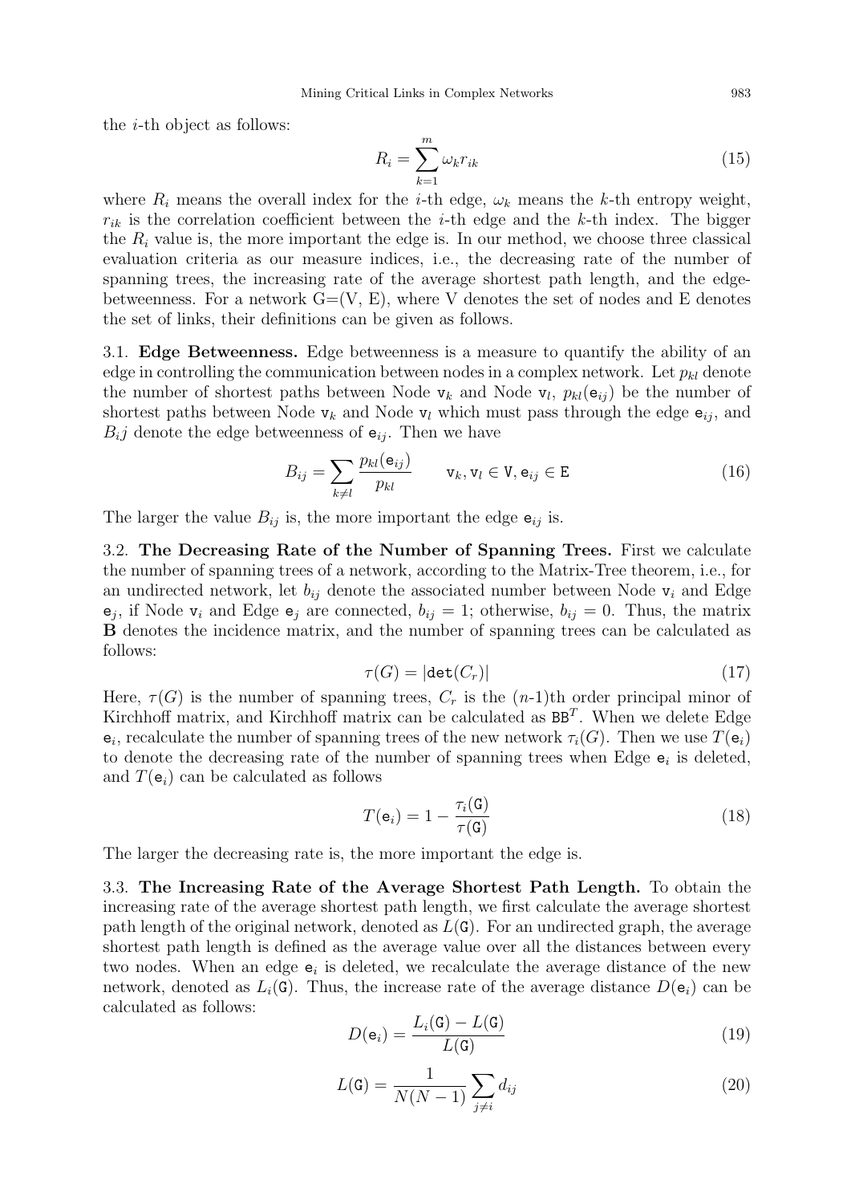the $i$-th object as follows:

$$R_i = \sum_{k=1}^{m} \omega_k r_{ik} \tag{15}$$

where $R_i$ means the overall index for the $i$-th edge, $\omega_k$ means the $k$-th entropy weight, $r_{ik}$ is the correlation coefficient between the $i$-th edge and the $k$-th index. The bigger the $R_i$ value is, the more important the edge is. In our method, we choose three classical evaluation criteria as our measure indices, i.e., the decreasing rate of the number of spanning trees, the increasing rate of the average shortest path length, and the edge-betweenness. For a network G=(V, E), where V denotes the set of nodes and E denotes the set of links, their definitions can be given as follows.

3.1. **Edge Betweenness.** Edge betweenness is a measure to quantify the ability of an edge in controlling the communication between nodes in a complex network. Let $p_{kl}$ denote the number of shortest paths between Node $\mathtt{v}_k$ and Node $\mathtt{v}_l$, $p_{kl}(\mathtt{e}_{ij})$ be the number of shortest paths between Node $\mathtt{v}_k$ and Node $\mathtt{v}_l$ which must pass through the edge $\mathtt{e}_{ij}$, and $B_i j$ denote the edge betweenness of $\mathtt{e}_{ij}$. Then we have

$$B_{ij} = \sum_{k \neq l} \frac{p_{kl}(\mathtt{e}_{ij})}{p_{kl}} \qquad \mathtt{v}_k, \mathtt{v}_l \in \mathtt{V}, \mathtt{e}_{ij} \in \mathtt{E} \tag{16}$$

The larger the value $B_{ij}$ is, the more important the edge $\mathtt{e}_{ij}$ is.

3.2. **The Decreasing Rate of the Number of Spanning Trees.** First we calculate the number of spanning trees of a network, according to the Matrix-Tree theorem, i.e., for an undirected network, let $b_{ij}$ denote the associated number between Node $\mathtt{v}_i$ and Edge $\mathtt{e}_j$, if Node $\mathtt{v}_i$ and Edge $\mathtt{e}_j$ are connected, $b_{ij} = 1$; otherwise, $b_{ij} = 0$. Thus, the matrix $\mathbf{B}$ denotes the incidence matrix, and the number of spanning trees can be calculated as follows:

$$\tau(G) = |\mathtt{det}(C_r)| \tag{17}$$

Here, $\tau(G)$ is the number of spanning trees, $C_r$ is the ($n$-1)th order principal minor of Kirchhoff matrix, and Kirchhoff matrix can be calculated as $\mathtt{BB}^T$. When we delete Edge $\mathtt{e}_i$, recalculate the number of spanning trees of the new network $\tau_i(G)$. Then we use $T(\mathtt{e}_i)$ to denote the decreasing rate of the number of spanning trees when Edge $\mathtt{e}_i$ is deleted, and $T(\mathtt{e}_i)$ can be calculated as follows

$$T(\mathtt{e}_i) = 1 - \frac{\tau_i(\mathtt{G})}{\tau(\mathtt{G})} \tag{18}$$

The larger the decreasing rate is, the more important the edge is.

3.3. **The Increasing Rate of the Average Shortest Path Length.** To obtain the increasing rate of the average shortest path length, we first calculate the average shortest path length of the original network, denoted as $L(\mathtt{G})$. For an undirected graph, the average shortest path length is defined as the average value over all the distances between every two nodes. When an edge $\mathtt{e}_i$ is deleted, we recalculate the average distance of the new network, denoted as $L_i(\mathtt{G})$. Thus, the increase rate of the average distance $D(\mathtt{e}_i)$ can be calculated as follows:

$$D(\mathtt{e}_i) = \frac{L_i(\mathtt{G}) - L(\mathtt{G})}{L(\mathtt{G})} \tag{19}$$

$$L(\mathtt{G}) = \frac{1}{N(N-1)} \sum_{j \neq i} d_{ij} \tag{20}$$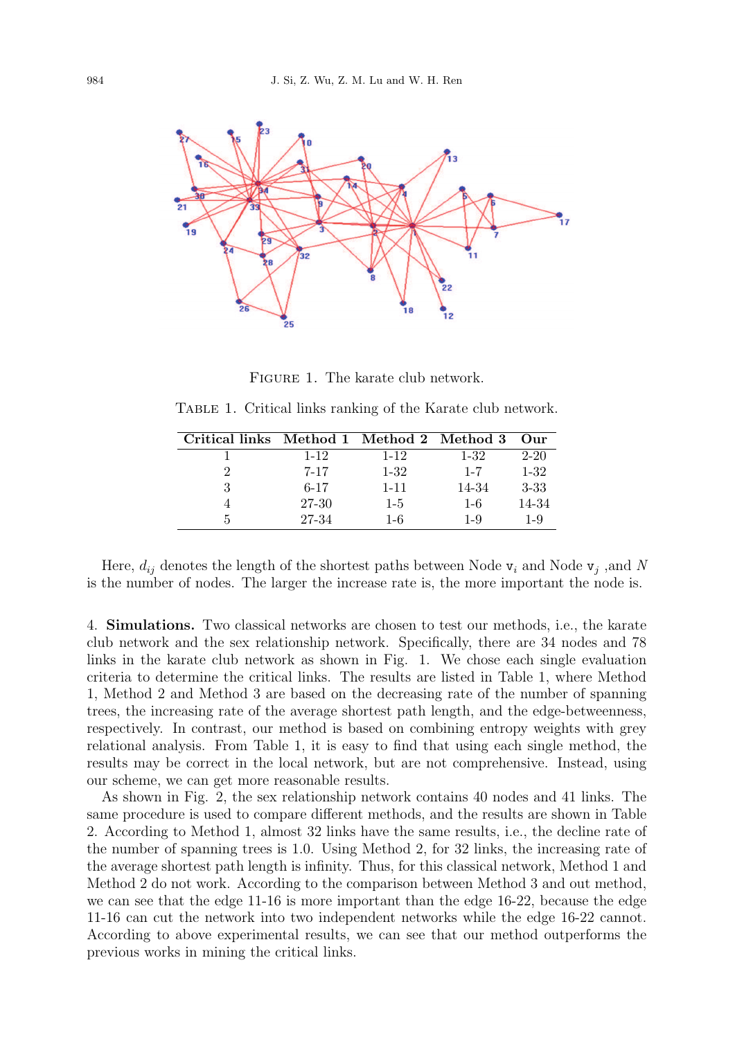FIGURE 1. The karate club network.

TABLE 1. Critical links ranking of the Karate club network.

| Critical links | Method 1 | Method 2 | Method 3 | Our |
|---|---|---|---|---|
| 1 | 1-12 | 1-12 | 1-32 | 2-20 |
| 2 | 7-17 | 1-32 | 1-7 | 1-32 |
| 3 | 6-17 | 1-11 | 14-34 | 3-33 |
| 4 | 27-30 | 1-5 | 1-6 | 14-34 |
| 5 | 27-34 | 1-6 | 1-9 | 1-9 |

Here, $d_{ij}$ denotes the length of the shortest paths between Node $\mathtt{v}_i$ and Node $\mathtt{v}_j$ ,and $N$ is the number of nodes. The larger the increase rate is, the more important the node is.

4. **Simulations.** Two classical networks are chosen to test our methods, i.e., the karate club network and the sex relationship network. Specifically, there are 34 nodes and 78 links in the karate club network as shown in Fig. 1. We chose each single evaluation criteria to determine the critical links. The results are listed in Table 1, where Method 1, Method 2 and Method 3 are based on the decreasing rate of the number of spanning trees, the increasing rate of the average shortest path length, and the edge-betweenness, respectively. In contrast, our method is based on combining entropy weights with grey relational analysis. From Table 1, it is easy to find that using each single method, the results may be correct in the local network, but are not comprehensive. Instead, using our scheme, we can get more reasonable results.

As shown in Fig. 2, the sex relationship network contains 40 nodes and 41 links. The same procedure is used to compare different methods, and the results are shown in Table 2. According to Method 1, almost 32 links have the same results, i.e., the decline rate of the number of spanning trees is 1.0. Using Method 2, for 32 links, the increasing rate of the average shortest path length is infinity. Thus, for this classical network, Method 1 and Method 2 do not work. According to the comparison between Method 3 and out method, we can see that the edge 11-16 is more important than the edge 16-22, because the edge 11-16 can cut the network into two independent networks while the edge 16-22 cannot. According to above experimental results, we can see that our method outperforms the previous works in mining the critical links.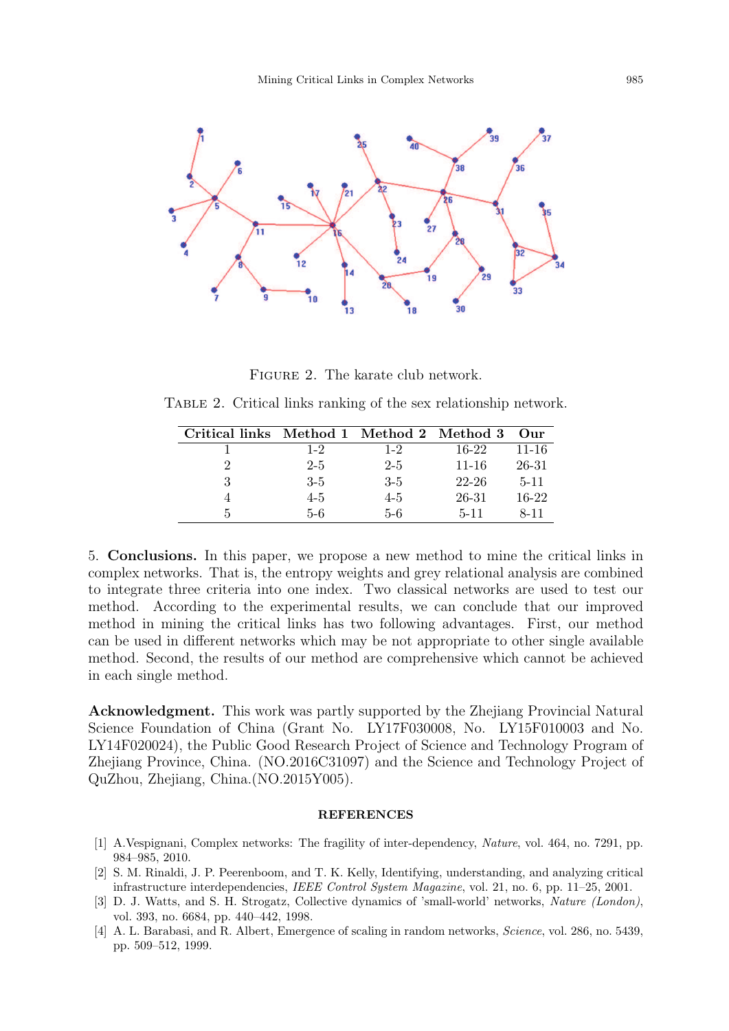FIGURE 2. The karate club network.

TABLE 2. Critical links ranking of the sex relationship network.

| Critical links | Method 1 | Method 2 | Method 3 | Our |
|---|---|---|---|---|
| 1 | 1-2 | 1-2 | 16-22 | 11-16 |
| 2 | 2-5 | 2-5 | 11-16 | 26-31 |
| 3 | 3-5 | 3-5 | 22-26 | 5-11 |
| 4 | 4-5 | 4-5 | 26-31 | 16-22 |
| 5 | 5-6 | 5-6 | 5-11 | 8-11 |

5. **Conclusions.** In this paper, we propose a new method to mine the critical links in complex networks. That is, the entropy weights and grey relational analysis are combined to integrate three criteria into one index. Two classical networks are used to test our method. According to the experimental results, we can conclude that our improved method in mining the critical links has two following advantages. First, our method can be used in different networks which may be not appropriate to other single available method. Second, the results of our method are comprehensive which cannot be achieved in each single method.

**Acknowledgment.** This work was partly supported by the Zhejiang Provincial Natural Science Foundation of China (Grant No. LY17F030008, No. LY15F010003 and No. LY14F020024), the Public Good Research Project of Science and Technology Program of Zhejiang Province, China. (NO.2016C31097) and the Science and Technology Project of QuZhou, Zhejiang, China.(NO.2015Y005).

## REFERENCES

[1] A.Vespignani, Complex networks: The fragility of inter-dependency, *Nature*, vol. 464, no. 7291, pp. 984–985, 2010.

[2] S. M. Rinaldi, J. P. Peerenboom, and T. K. Kelly, Identifying, understanding, and analyzing critical infrastructure interdependencies, *IEEE Control System Magazine*, vol. 21, no. 6, pp. 11–25, 2001.

[3] D. J. Watts, and S. H. Strogatz, Collective dynamics of 'small-world' networks, *Nature (London)*, vol. 393, no. 6684, pp. 440–442, 1998.

[4] A. L. Barabasi, and R. Albert, Emergence of scaling in random networks, *Science*, vol. 286, no. 5439, pp. 509–512, 1999.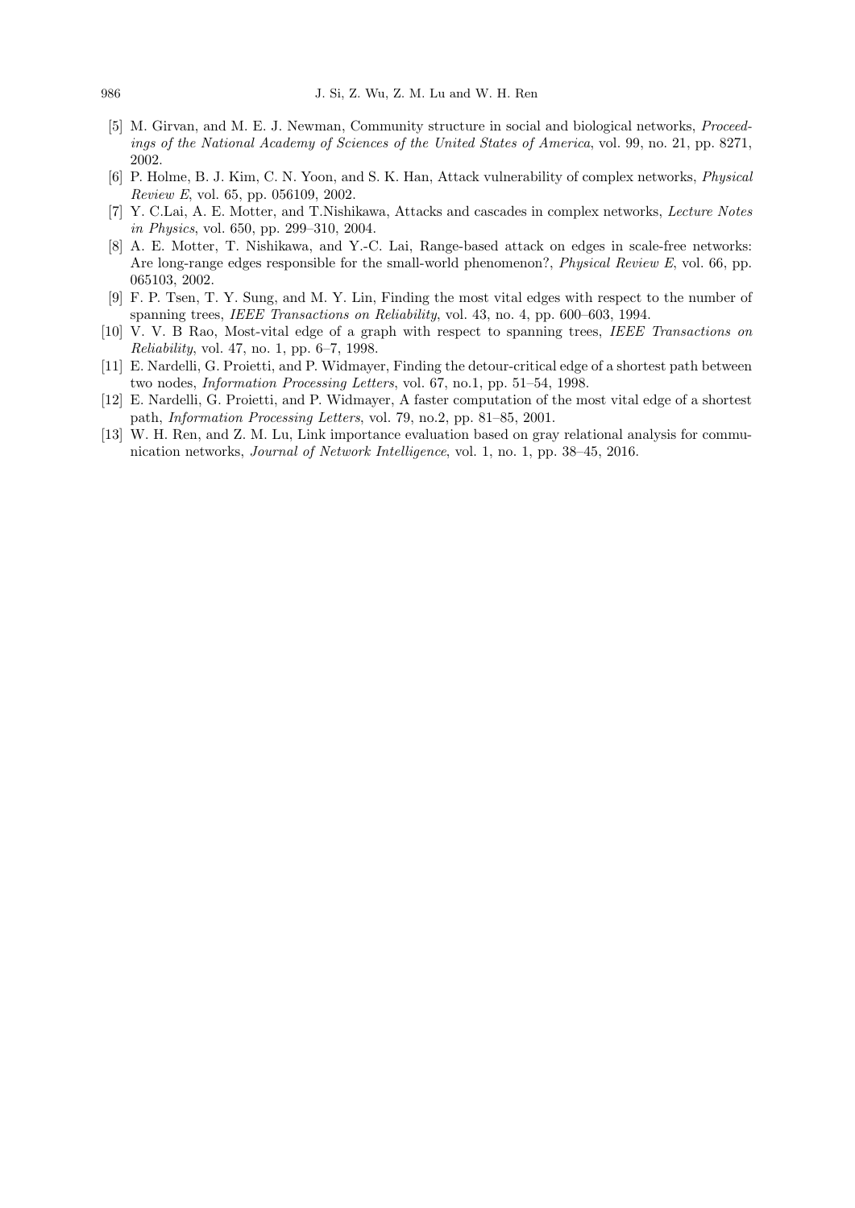[5] M. Girvan, and M. E. J. Newman, Community structure in social and biological networks, *Proceedings of the National Academy of Sciences of the United States of America*, vol. 99, no. 21, pp. 8271, 2002.

[6] P. Holme, B. J. Kim, C. N. Yoon, and S. K. Han, Attack vulnerability of complex networks, *Physical Review E*, vol. 65, pp. 056109, 2002.

[7] Y. C.Lai, A. E. Motter, and T.Nishikawa, Attacks and cascades in complex networks, *Lecture Notes in Physics*, vol. 650, pp. 299–310, 2004.

[8] A. E. Motter, T. Nishikawa, and Y.-C. Lai, Range-based attack on edges in scale-free networks: Are long-range edges responsible for the small-world phenomenon?, *Physical Review E*, vol. 66, pp. 065103, 2002.

[9] F. P. Tsen, T. Y. Sung, and M. Y. Lin, Finding the most vital edges with respect to the number of spanning trees, *IEEE Transactions on Reliability*, vol. 43, no. 4, pp. 600–603, 1994.

[10] V. V. B Rao, Most-vital edge of a graph with respect to spanning trees, *IEEE Transactions on Reliability*, vol. 47, no. 1, pp. 6–7, 1998.

[11] E. Nardelli, G. Proietti, and P. Widmayer, Finding the detour-critical edge of a shortest path between two nodes, *Information Processing Letters*, vol. 67, no.1, pp. 51–54, 1998.

[12] E. Nardelli, G. Proietti, and P. Widmayer, A faster computation of the most vital edge of a shortest path, *Information Processing Letters*, vol. 79, no.2, pp. 81–85, 2001.

[13] W. H. Ren, and Z. M. Lu, Link importance evaluation based on gray relational analysis for communication networks, *Journal of Network Intelligence*, vol. 1, no. 1, pp. 38–45, 2016.